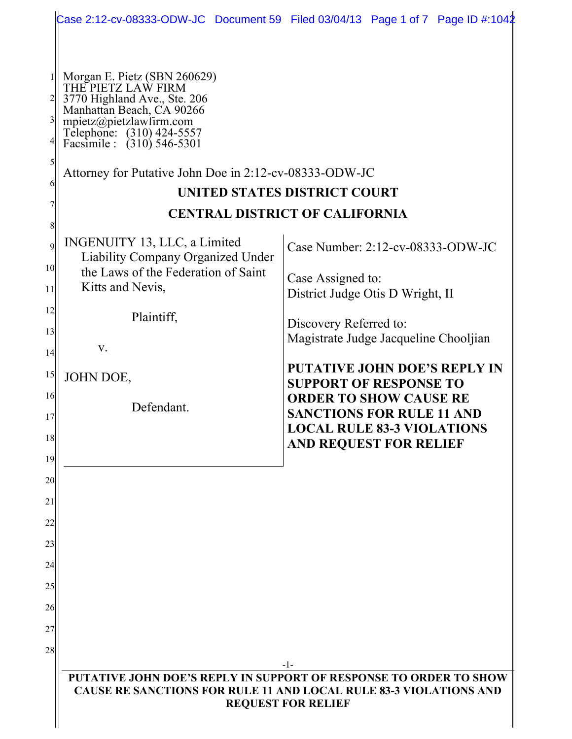Morgan E. Pietz (SBN 260629)
THE PIETZ LAW FIRM
3770 Highland Ave., Ste. 206
Manhattan Beach, CA 90266
mpietz@pietzlawfirm.com
Telephone: (310) 424-5557
Facsimile : (310) 546-5301

Attorney for Putative John Doe in 2:12-cv-08333-ODW-JC

**UNITED STATES DISTRICT COURT**

**CENTRAL DISTRICT OF CALIFORNIA**

INGENUITY 13, LLC, a Limited Liability Company Organized Under the Laws of the Federation of Saint Kitts and Nevis,

Plaintiff,

v.

JOHN DOE,

Defendant.

Case Number: 2:12-cv-08333-ODW-JC

Case Assigned to:
District Judge Otis D Wright, II

Discovery Referred to:
Magistrate Judge Jacqueline Chooljian

**PUTATIVE JOHN DOE'S REPLY IN SUPPORT OF RESPONSE TO ORDER TO SHOW CAUSE RE SANCTIONS FOR RULE 11 AND LOCAL RULE 83-3 VIOLATIONS AND REQUEST FOR RELIEF**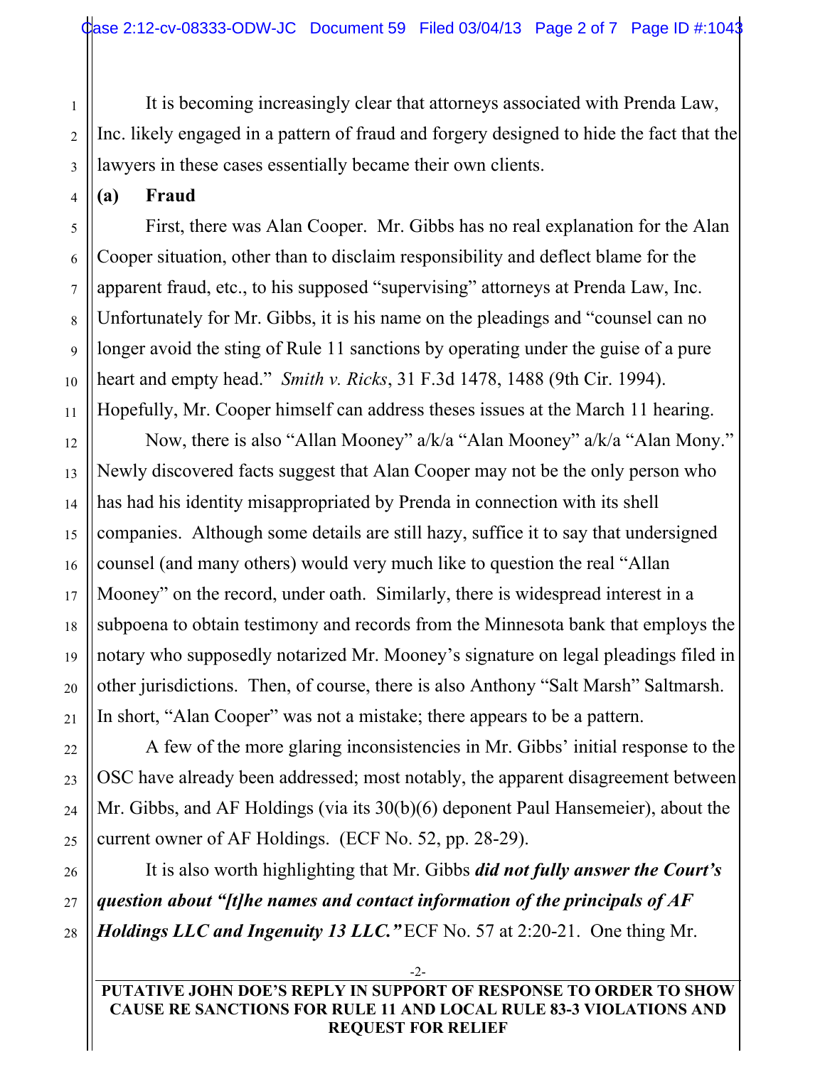It is becoming increasingly clear that attorneys associated with Prenda Law, Inc. likely engaged in a pattern of fraud and forgery designed to hide the fact that the lawyers in these cases essentially became their own clients.

**(a) Fraud**

First, there was Alan Cooper. Mr. Gibbs has no real explanation for the Alan Cooper situation, other than to disclaim responsibility and deflect blame for the apparent fraud, etc., to his supposed "supervising" attorneys at Prenda Law, Inc. Unfortunately for Mr. Gibbs, it is his name on the pleadings and "counsel can no longer avoid the sting of Rule 11 sanctions by operating under the guise of a pure heart and empty head." *Smith v. Ricks*, 31 F.3d 1478, 1488 (9th Cir. 1994). Hopefully, Mr. Cooper himself can address theses issues at the March 11 hearing.

Now, there is also "Allan Mooney" a/k/a "Alan Mooney" a/k/a "Alan Mony." Newly discovered facts suggest that Alan Cooper may not be the only person who has had his identity misappropriated by Prenda in connection with its shell companies. Although some details are still hazy, suffice it to say that undersigned counsel (and many others) would very much like to question the real "Allan Mooney" on the record, under oath. Similarly, there is widespread interest in a subpoena to obtain testimony and records from the Minnesota bank that employs the notary who supposedly notarized Mr. Mooney's signature on legal pleadings filed in other jurisdictions. Then, of course, there is also Anthony "Salt Marsh" Saltmarsh. In short, "Alan Cooper" was not a mistake; there appears to be a pattern.

A few of the more glaring inconsistencies in Mr. Gibbs' initial response to the OSC have already been addressed; most notably, the apparent disagreement between Mr. Gibbs, and AF Holdings (via its 30(b)(6) deponent Paul Hansemeier), about the current owner of AF Holdings. (ECF No. 52, pp. 28-29).

It is also worth highlighting that Mr. Gibbs ***did not fully answer the Court's question about "[t]he names and contact information of the principals of AF Holdings LLC and Ingenuity 13 LLC."*** ECF No. 57 at 2:20-21. One thing Mr.

PUTATIVE JOHN DOE'S REPLY IN SUPPORT OF RESPONSE TO ORDER TO SHOW CAUSE RE SANCTIONS FOR RULE 11 AND LOCAL RULE 83-3 VIOLATIONS AND REQUEST FOR RELIEF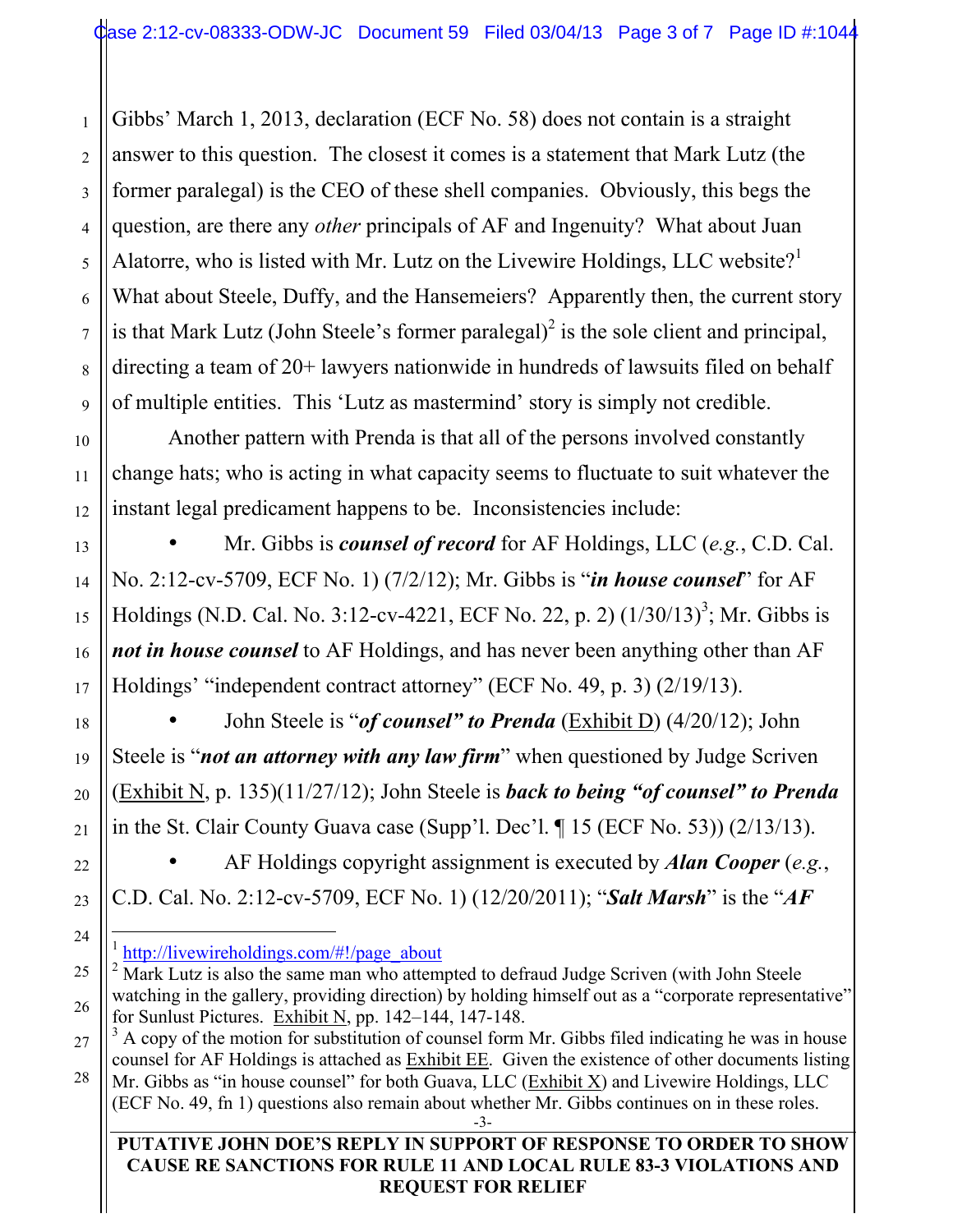Gibbs' March 1, 2013, declaration (ECF No. 58) does not contain is a straight answer to this question. The closest it comes is a statement that Mark Lutz (the former paralegal) is the CEO of these shell companies. Obviously, this begs the question, are there any *other* principals of AF and Ingenuity? What about Juan Alatorre, who is listed with Mr. Lutz on the Livewire Holdings, LLC website?[1] What about Steele, Duffy, and the Hansemeiers? Apparently then, the current story is that Mark Lutz (John Steele's former paralegal)[2] is the sole client and principal, directing a team of 20+ lawyers nationwide in hundreds of lawsuits filed on behalf of multiple entities. This 'Lutz as mastermind' story is simply not credible.

Another pattern with Prenda is that all of the persons involved constantly change hats; who is acting in what capacity seems to fluctuate to suit whatever the instant legal predicament happens to be. Inconsistencies include:

- Mr. Gibbs is ***counsel of record*** for AF Holdings, LLC (*e.g.*, C.D. Cal. No. 2:12-cv-5709, ECF No. 1) (7/2/12); Mr. Gibbs is "***in house counsel***" for AF Holdings (N.D. Cal. No. 3:12-cv-4221, ECF No. 22, p. 2) (1/30/13)[3]; Mr. Gibbs is ***not in house counsel*** to AF Holdings, and has never been anything other than AF Holdings' "independent contract attorney" (ECF No. 49, p. 3) (2/19/13).
- John Steele is "***of counsel" to Prenda*** (Exhibit D) (4/20/12); John Steele is "***not an attorney with any law firm***" when questioned by Judge Scriven (Exhibit N, p. 135)(11/27/12); John Steele is ***back to being "of counsel" to Prenda*** in the St. Clair County Guava case (Supp'l. Dec'l. ¶ 15 (ECF No. 53)) (2/13/13).
- AF Holdings copyright assignment is executed by ***Alan Cooper*** (*e.g.*, C.D. Cal. No. 2:12-cv-5709, ECF No. 1) (12/20/2011); "***Salt Marsh***" is the "***AF***

---

[1] http://livewireholdings.com/#!/page_about

[2] Mark Lutz is also the same man who attempted to defraud Judge Scriven (with John Steele watching in the gallery, providing direction) by holding himself out as a "corporate representative" for Sunlust Pictures. Exhibit N, pp. 142–144, 147-148.

[3] A copy of the motion for substitution of counsel form Mr. Gibbs filed indicating he was in house counsel for AF Holdings is attached as Exhibit EE. Given the existence of other documents listing Mr. Gibbs as "in house counsel" for both Guava, LLC (Exhibit X) and Livewire Holdings, LLC (ECF No. 49, fn 1) questions also remain about whether Mr. Gibbs continues on in these roles.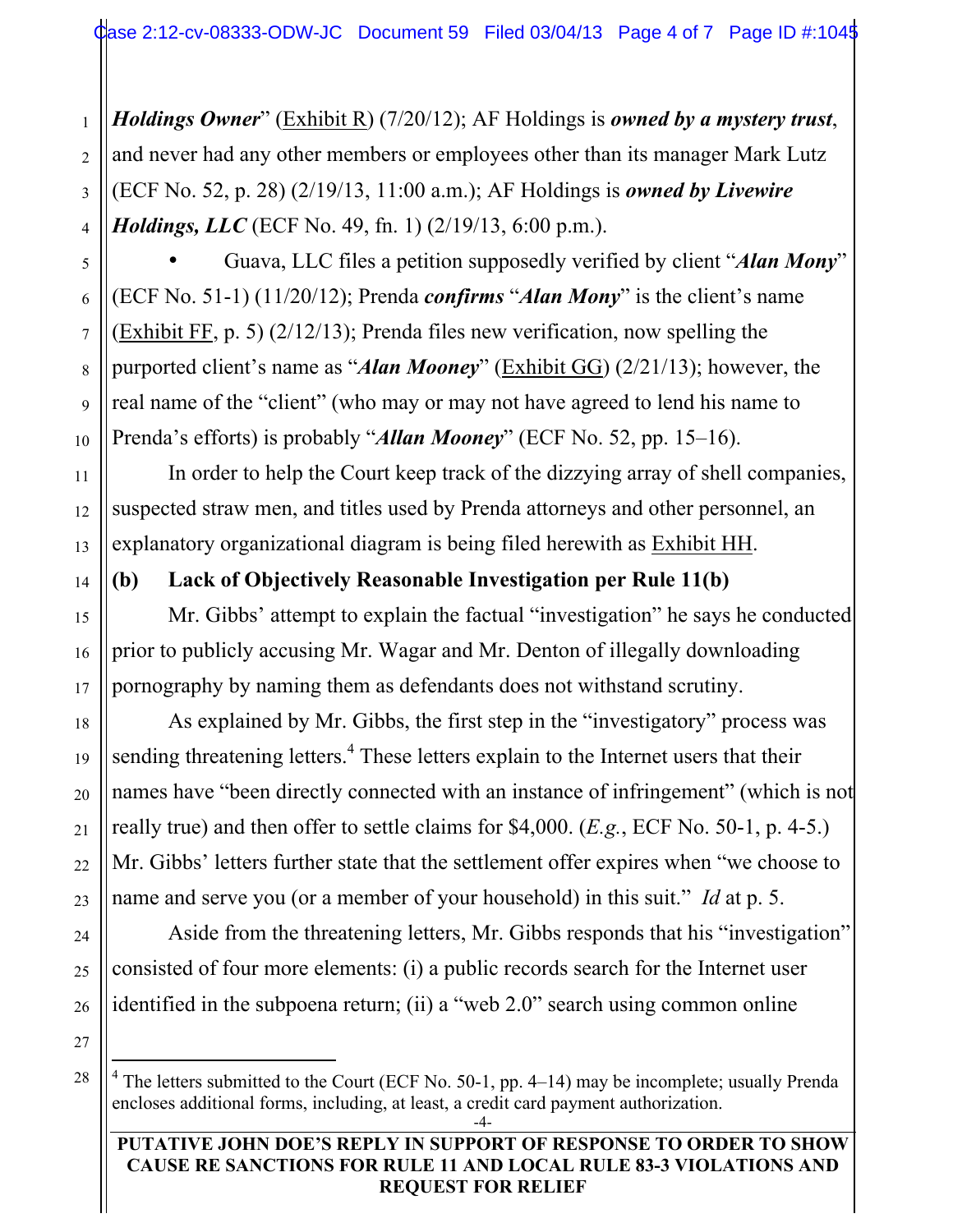***Holdings Owner***" (Exhibit R) (7/20/12); AF Holdings is ***owned by a mystery trust***, and never had any other members or employees other than its manager Mark Lutz (ECF No. 52, p. 28) (2/19/13, 11:00 a.m.); AF Holdings is ***owned by Livewire Holdings, LLC*** (ECF No. 49, fn. 1) (2/19/13, 6:00 p.m.).

- Guava, LLC files a petition supposedly verified by client "***Alan Mony***" (ECF No. 51-1) (11/20/12); Prenda ***confirms*** "***Alan Mony***" is the client's name (Exhibit FF, p. 5) (2/12/13); Prenda files new verification, now spelling the purported client's name as "***Alan Mooney***" (Exhibit GG) (2/21/13); however, the real name of the "client" (who may or may not have agreed to lend his name to Prenda's efforts) is probably "***Allan Mooney***" (ECF No. 52, pp. 15–16).

In order to help the Court keep track of the dizzying array of shell companies, suspected straw men, and titles used by Prenda attorneys and other personnel, an explanatory organizational diagram is being filed herewith as Exhibit HH.

### (b) Lack of Objectively Reasonable Investigation per Rule 11(b)

Mr. Gibbs' attempt to explain the factual "investigation" he says he conducted prior to publicly accusing Mr. Wagar and Mr. Denton of illegally downloading pornography by naming them as defendants does not withstand scrutiny.

As explained by Mr. Gibbs, the first step in the "investigatory" process was sending threatening letters.[4] These letters explain to the Internet users that their names have "been directly connected with an instance of infringement" (which is not really true) and then offer to settle claims for $4,000. (*E.g.*, ECF No. 50-1, p. 4-5.) Mr. Gibbs' letters further state that the settlement offer expires when "we choose to name and serve you (or a member of your household) in this suit." *Id* at p. 5.

Aside from the threatening letters, Mr. Gibbs responds that his "investigation" consisted of four more elements: (i) a public records search for the Internet user identified in the subpoena return; (ii) a "web 2.0" search using common online

[4] The letters submitted to the Court (ECF No. 50-1, pp. 4–14) may be incomplete; usually Prenda encloses additional forms, including, at least, a credit card payment authorization.

**PUTATIVE JOHN DOE'S REPLY IN SUPPORT OF RESPONSE TO ORDER TO SHOW CAUSE RE SANCTIONS FOR RULE 11 AND LOCAL RULE 83-3 VIOLATIONS AND REQUEST FOR RELIEF**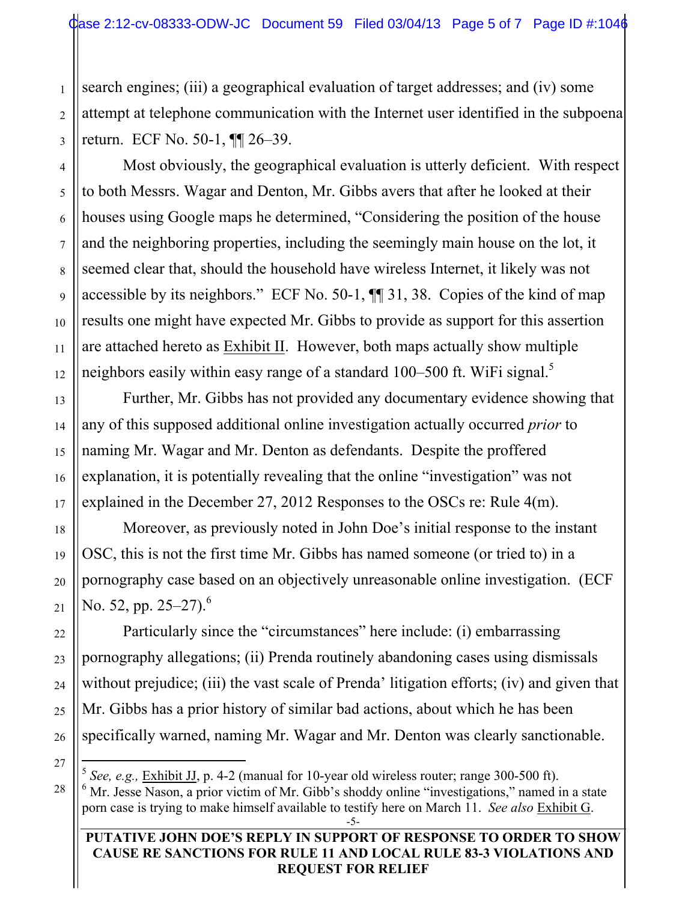search engines; (iii) a geographical evaluation of target addresses; and (iv) some attempt at telephone communication with the Internet user identified in the subpoena return. ECF No. 50-1, ¶¶ 26–39.

Most obviously, the geographical evaluation is utterly deficient. With respect to both Messrs. Wagar and Denton, Mr. Gibbs avers that after he looked at their houses using Google maps he determined, "Considering the position of the house and the neighboring properties, including the seemingly main house on the lot, it seemed clear that, should the household have wireless Internet, it likely was not accessible by its neighbors." ECF No. 50-1, ¶¶ 31, 38. Copies of the kind of map results one might have expected Mr. Gibbs to provide as support for this assertion are attached hereto as Exhibit II. However, both maps actually show multiple neighbors easily within easy range of a standard 100–500 ft. WiFi signal.[5]

Further, Mr. Gibbs has not provided any documentary evidence showing that any of this supposed additional online investigation actually occurred *prior* to naming Mr. Wagar and Mr. Denton as defendants. Despite the proffered explanation, it is potentially revealing that the online "investigation" was not explained in the December 27, 2012 Responses to the OSCs re: Rule 4(m).

Moreover, as previously noted in John Doe's initial response to the instant OSC, this is not the first time Mr. Gibbs has named someone (or tried to) in a pornography case based on an objectively unreasonable online investigation. (ECF No. 52, pp. 25–27).[6]

Particularly since the "circumstances" here include: (i) embarrassing pornography allegations; (ii) Prenda routinely abandoning cases using dismissals without prejudice; (iii) the vast scale of Prenda' litigation efforts; (iv) and given that Mr. Gibbs has a prior history of similar bad actions, about which he has been specifically warned, naming Mr. Wagar and Mr. Denton was clearly sanctionable.

---

[5] *See, e.g.,* Exhibit JJ, p. 4-2 (manual for 10-year old wireless router; range 300-500 ft).

[6] Mr. Jesse Nason, a prior victim of Mr. Gibb's shoddy online "investigations," named in a state porn case is trying to make himself available to testify here on March 11. *See also* Exhibit G.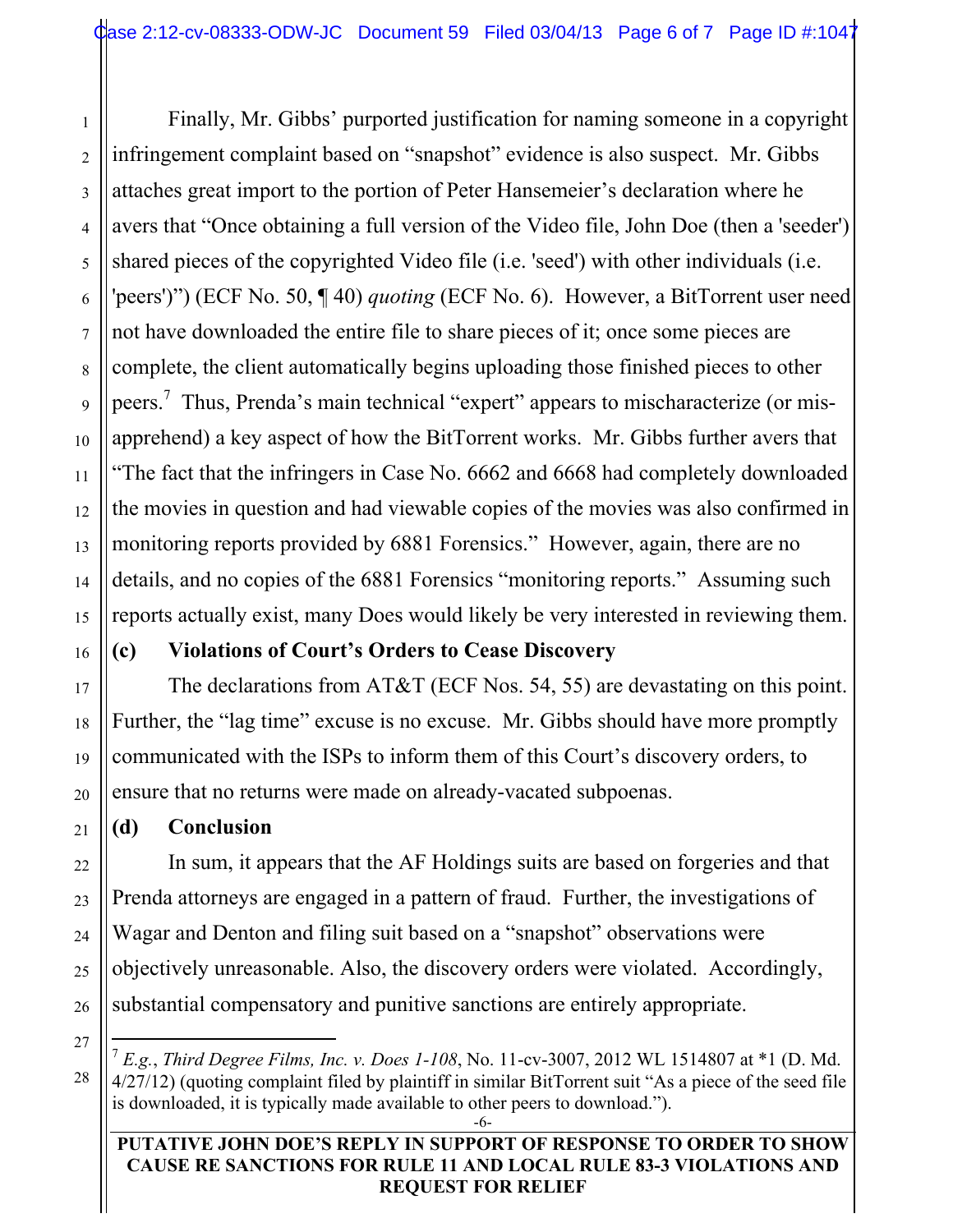Finally, Mr. Gibbs' purported justification for naming someone in a copyright infringement complaint based on "snapshot" evidence is also suspect. Mr. Gibbs attaches great import to the portion of Peter Hansemeier's declaration where he avers that "Once obtaining a full version of the Video file, John Doe (then a 'seeder') shared pieces of the copyrighted Video file (i.e. 'seed') with other individuals (i.e. 'peers')") (ECF No. 50, ¶ 40) *quoting* (ECF No. 6). However, a BitTorrent user need not have downloaded the entire file to share pieces of it; once some pieces are complete, the client automatically begins uploading those finished pieces to other peers.[7] Thus, Prenda's main technical "expert" appears to mischaracterize (or mis-apprehend) a key aspect of how the BitTorrent works. Mr. Gibbs further avers that "The fact that the infringers in Case No. 6662 and 6668 had completely downloaded the movies in question and had viewable copies of the movies was also confirmed in monitoring reports provided by 6881 Forensics." However, again, there are no details, and no copies of the 6881 Forensics "monitoring reports." Assuming such reports actually exist, many Does would likely be very interested in reviewing them.

**(c) Violations of Court's Orders to Cease Discovery**

The declarations from AT&T (ECF Nos. 54, 55) are devastating on this point. Further, the "lag time" excuse is no excuse. Mr. Gibbs should have more promptly communicated with the ISPs to inform them of this Court's discovery orders, to ensure that no returns were made on already-vacated subpoenas.

**(d) Conclusion**

In sum, it appears that the AF Holdings suits are based on forgeries and that Prenda attorneys are engaged in a pattern of fraud. Further, the investigations of Wagar and Denton and filing suit based on a "snapshot" observations were objectively unreasonable. Also, the discovery orders were violated. Accordingly, substantial compensatory and punitive sanctions are entirely appropriate.

---

[7] *E.g.*, *Third Degree Films, Inc. v. Does 1-108*, No. 11-cv-3007, 2012 WL 1514807 at *1 (D. Md. 4/27/12) (quoting complaint filed by plaintiff in similar BitTorrent suit "As a piece of the seed file is downloaded, it is typically made available to other peers to download.").

**PUTATIVE JOHN DOE'S REPLY IN SUPPORT OF RESPONSE TO ORDER TO SHOW CAUSE RE SANCTIONS FOR RULE 11 AND LOCAL RULE 83-3 VIOLATIONS AND REQUEST FOR RELIEF**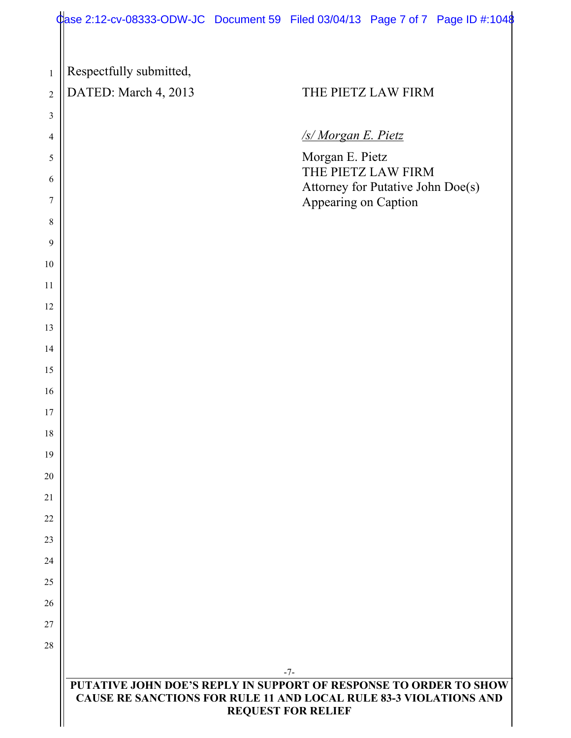Respectfully submitted,

DATED: March 4, 2013

THE PIETZ LAW FIRM

*/s/ Morgan E. Pietz*

Morgan E. Pietz
THE PIETZ LAW FIRM
Attorney for Putative John Doe(s)
Appearing on Caption